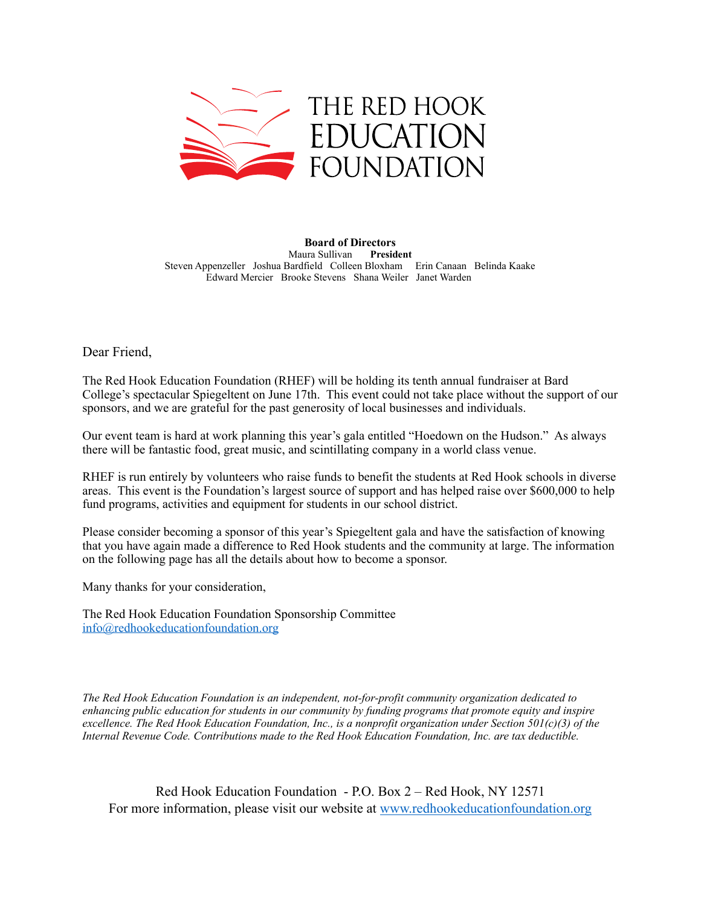# THE RED HOOK EDUCATION FOUNDATION

**Board of Directors**
Maura Sullivan **President**
Steven Appenzeller Joshua Bardfield Colleen Bloxham Erin Canaan Belinda Kaake
Edward Mercier Brooke Stevens Shana Weiler Janet Warden

Dear Friend,

The Red Hook Education Foundation (RHEF) will be holding its tenth annual fundraiser at Bard College's spectacular Spiegeltent on June 17th. This event could not take place without the support of our sponsors, and we are grateful for the past generosity of local businesses and individuals.

Our event team is hard at work planning this year's gala entitled "Hoedown on the Hudson." As always there will be fantastic food, great music, and scintillating company in a world class venue.

RHEF is run entirely by volunteers who raise funds to benefit the students at Red Hook schools in diverse areas. This event is the Foundation's largest source of support and has helped raise over $600,000 to help fund programs, activities and equipment for students in our school district.

Please consider becoming a sponsor of this year's Spiegeltent gala and have the satisfaction of knowing that you have again made a difference to Red Hook students and the community at large. The information on the following page has all the details about how to become a sponsor.

Many thanks for your consideration,

The Red Hook Education Foundation Sponsorship Committee
[info@redhookeducationfoundation.org](mailto:info@redhookeducationfoundation.org)

*The Red Hook Education Foundation is an independent, not-for-profit community organization dedicated to enhancing public education for students in our community by funding programs that promote equity and inspire excellence. The Red Hook Education Foundation, Inc., is a nonprofit organization under Section 501(c)(3) of the Internal Revenue Code. Contributions made to the Red Hook Education Foundation, Inc. are tax deductible.*

Red Hook Education Foundation - P.O. Box 2 – Red Hook, NY 12571
For more information, please visit our website at [www.redhookeducationfoundation.org](http://www.redhookeducationfoundation.org)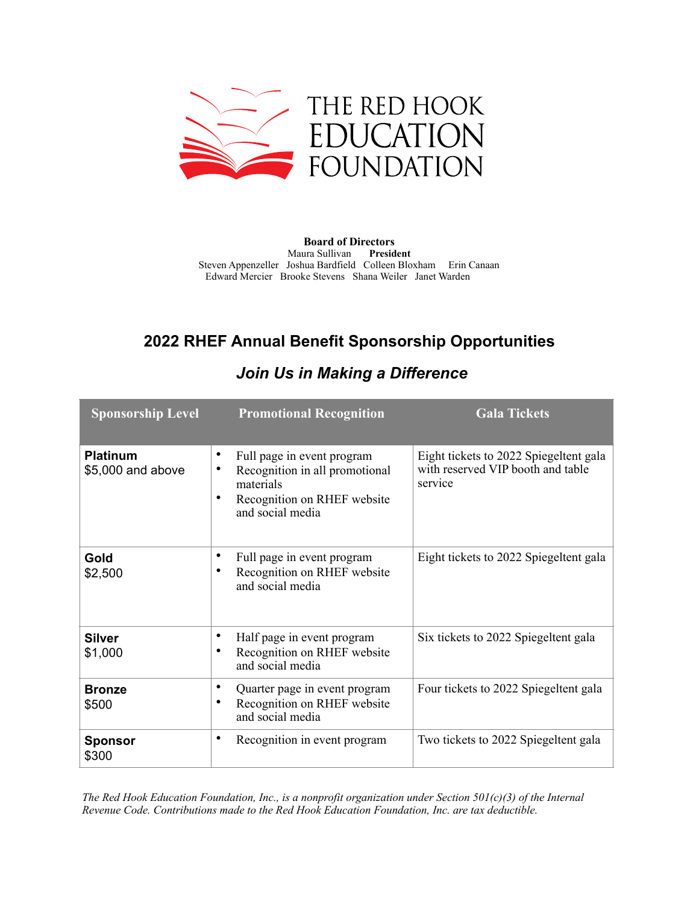# THE RED HOOK EDUCATION FOUNDATION

**Board of Directors**
Maura Sullivan **President**
Steven Appenzeller Joshua Bardfield Colleen Bloxham Erin Canaan
Edward Mercier Brooke Stevens Shana Weiler Janet Warden

## 2022 RHEF Annual Benefit Sponsorship Opportunities

### *Join Us in Making a Difference*

| Sponsorship Level | Promotional Recognition | Gala Tickets |
|---|---|---|
| **Platinum** $5,000 and above | • Full page in event program<br>• Recognition in all promotional materials<br>• Recognition on RHEF website and social media | Eight tickets to 2022 Spiegeltent gala with reserved VIP booth and table service |
| **Gold** $2,500 | • Full page in event program<br>• Recognition on RHEF website and social media | Eight tickets to 2022 Spiegeltent gala |
| **Silver** $1,000 | • Half page in event program<br>• Recognition on RHEF website and social media | Six tickets to 2022 Spiegeltent gala |
| **Bronze** $500 | • Quarter page in event program<br>• Recognition on RHEF website and social media | Four tickets to 2022 Spiegeltent gala |
| **Sponsor** $300 | • Recognition in event program | Two tickets to 2022 Spiegeltent gala |

*The Red Hook Education Foundation, Inc., is a nonprofit organization under Section 501(c)(3) of the Internal Revenue Code. Contributions made to the Red Hook Education Foundation, Inc. are tax deductible.*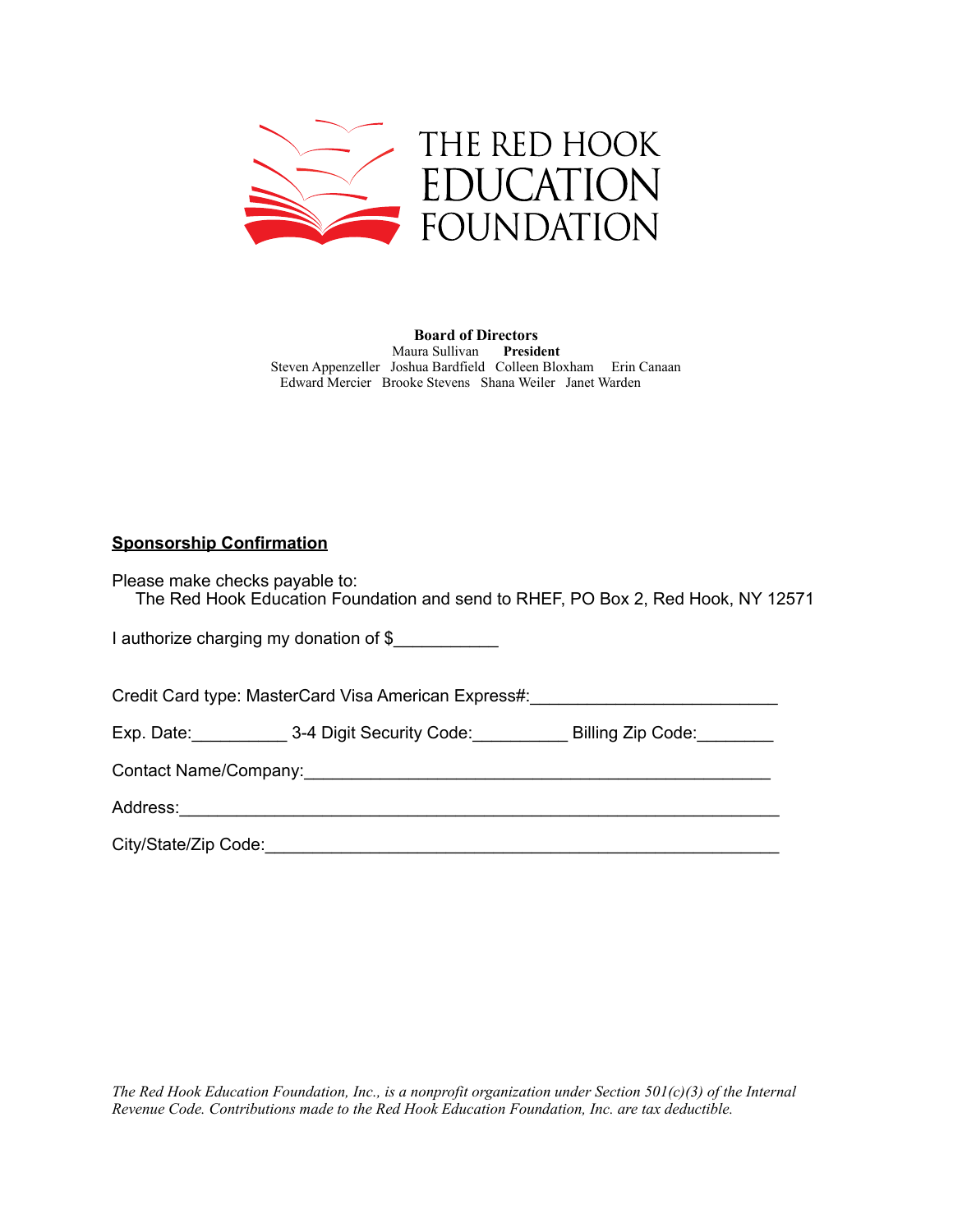# THE RED HOOK EDUCATION FOUNDATION

**Board of Directors**
Maura Sullivan **President**
Steven Appenzeller Joshua Bardfield Colleen Bloxham Erin Canaan
Edward Mercier Brooke Stevens Shana Weiler Janet Warden

## **Sponsorship Confirmation**

Please make checks payable to:
The Red Hook Education Foundation and send to RHEF, PO Box 2, Red Hook, NY 12571

I authorize charging my donation of $___________

Credit Card type: MasterCard Visa American Express#:_________________________

Exp. Date:__________ 3-4 Digit Security Code:__________ Billing Zip Code:________

Contact Name/Company:_________________________________________________

Address:_______________________________________________________________

City/State/Zip Code:______________________________________________________

*The Red Hook Education Foundation, Inc., is a nonprofit organization under Section 501(c)(3) of the Internal Revenue Code. Contributions made to the Red Hook Education Foundation, Inc. are tax deductible.*